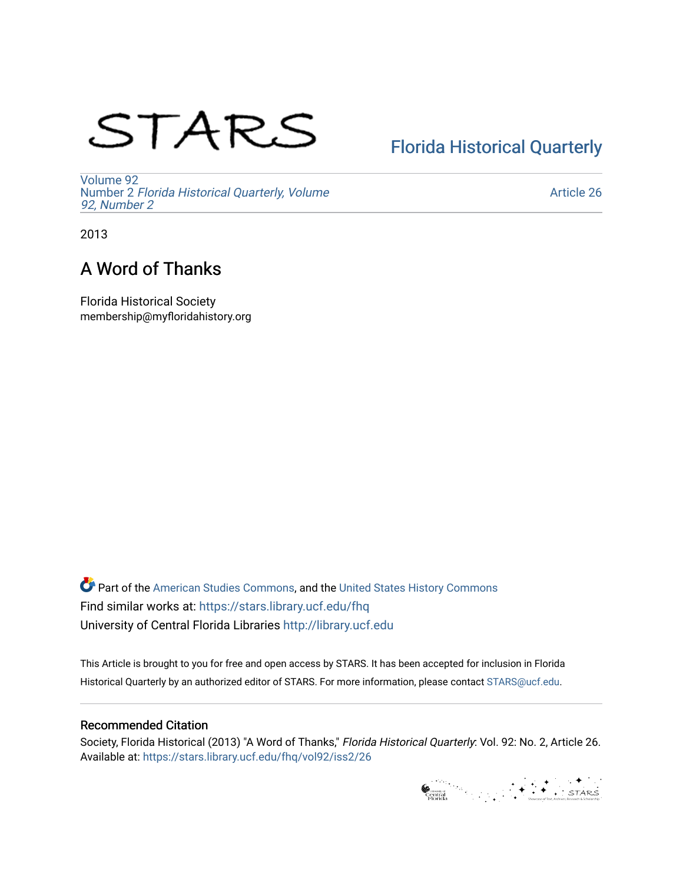STARS

Florida Historical Quarterly

Volume 92
Number 2 *Florida Historical Quarterly, Volume 92, Number 2*

Article 26

2013

# A Word of Thanks

Florida Historical Society
membership@myfloridahistory.org

Part of the American Studies Commons, and the United States History Commons
Find similar works at: https://stars.library.ucf.edu/fhq
University of Central Florida Libraries http://library.ucf.edu

This Article is brought to you for free and open access by STARS. It has been accepted for inclusion in Florida Historical Quarterly by an authorized editor of STARS. For more information, please contact STARS@ucf.edu.

## Recommended Citation

Society, Florida Historical (2013) "A Word of Thanks," *Florida Historical Quarterly*: Vol. 92: No. 2, Article 26.
Available at: https://stars.library.ucf.edu/fhq/vol92/iss2/26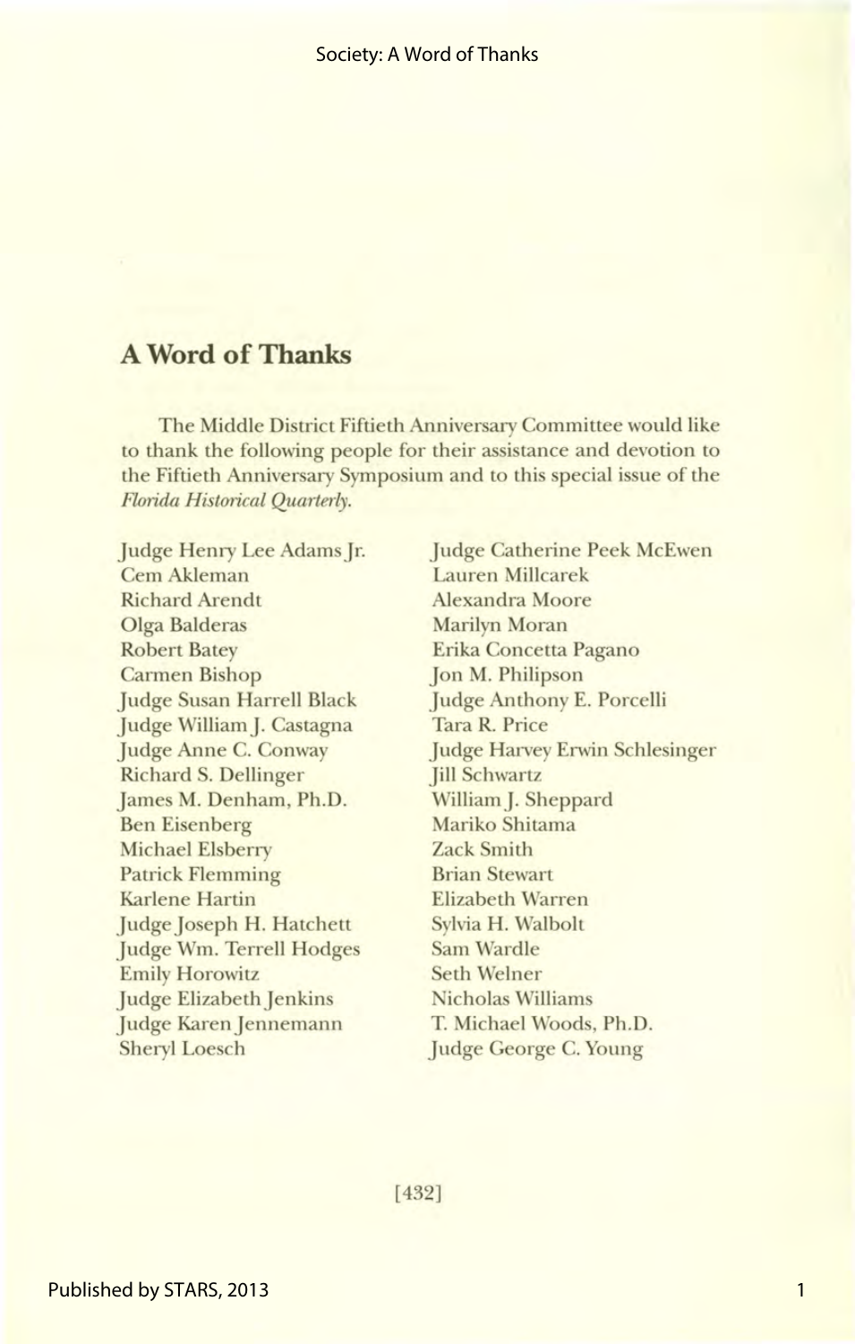## A Word of Thanks

The Middle District Fiftieth Anniversary Committee would like to thank the following people for their assistance and devotion to the Fiftieth Anniversary Symposium and to this special issue of the *Florida Historical Quarterly*.

Judge Henry Lee Adams Jr.
Cem Akleman
Richard Arendt
Olga Balderas
Robert Batey
Carmen Bishop
Judge Susan Harrell Black
Judge William J. Castagna
Judge Anne C. Conway
Richard S. Dellinger
James M. Denham, Ph.D.
Ben Eisenberg
Michael Elsberry
Patrick Flemming
Karlene Hartin
Judge Joseph H. Hatchett
Judge Wm. Terrell Hodges
Emily Horowitz
Judge Elizabeth Jenkins
Judge Karen Jennemann
Sheryl Loesch
Judge Catherine Peek McEwen
Lauren Millcarek
Alexandra Moore
Marilyn Moran
Erika Concetta Pagano
Jon M. Philipson
Judge Anthony E. Porcelli
Tara R. Price
Judge Harvey Erwin Schlesinger
Jill Schwartz
William J. Sheppard
Mariko Shitama
Zack Smith
Brian Stewart
Elizabeth Warren
Sylvia H. Walbolt
Sam Wardle
Seth Welner
Nicholas Williams
T. Michael Woods, Ph.D.
Judge George C. Young